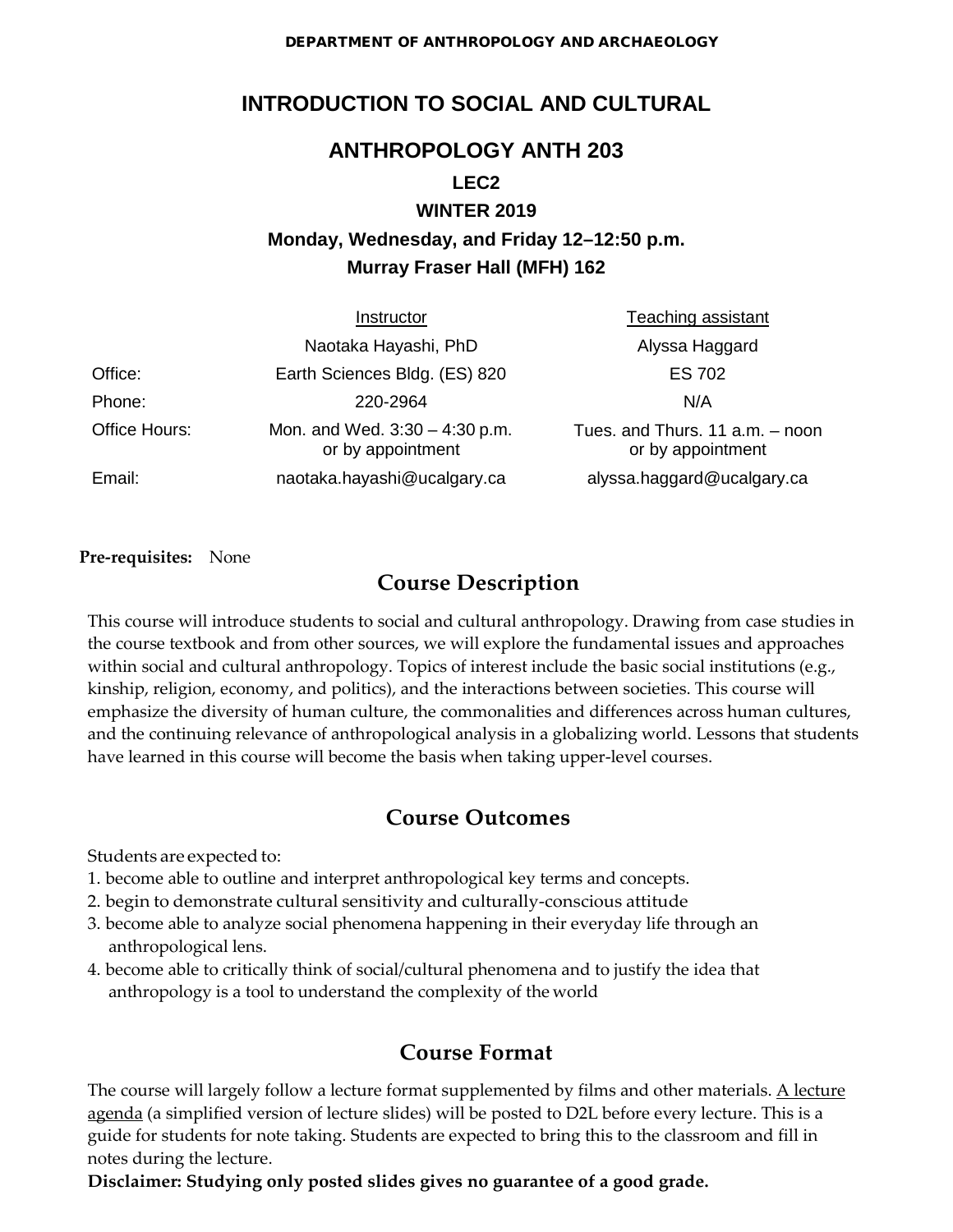DEPARTMENT OF ANTHROPOLOGY AND ARCHAEOLOGY

# INTRODUCTION TO SOCIAL AND CULTURAL ANTHROPOLOGY ANTH 203

**LEC2**

**WINTER 2019**

**Monday, Wednesday, and Friday 12–12:50 p.m.**

**Murray Fraser Hall (MFH) 162**

| | Instructor | Teaching assistant |
|---|---|---|
| | Naotaka Hayashi, PhD | Alyssa Haggard |
| Office: | Earth Sciences Bldg. (ES) 820 | ES 702 |
| Phone: | 220-2964 | N/A |
| Office Hours: | Mon. and Wed. 3:30 – 4:30 p.m. or by appointment | Tues. and Thurs. 11 a.m. – noon or by appointment |
| Email: | naotaka.hayashi@ucalgary.ca | alyssa.haggard@ucalgary.ca |

**Pre-requisites:** None

## Course Description

This course will introduce students to social and cultural anthropology. Drawing from case studies in the course textbook and from other sources, we will explore the fundamental issues and approaches within social and cultural anthropology. Topics of interest include the basic social institutions (e.g., kinship, religion, economy, and politics), and the interactions between societies. This course will emphasize the diversity of human culture, the commonalities and differences across human cultures, and the continuing relevance of anthropological analysis in a globalizing world. Lessons that students have learned in this course will become the basis when taking upper-level courses.

## Course Outcomes

Students are expected to:

1. become able to outline and interpret anthropological key terms and concepts.
2. begin to demonstrate cultural sensitivity and culturally-conscious attitude
3. become able to analyze social phenomena happening in their everyday life through an anthropological lens.
4. become able to critically think of social/cultural phenomena and to justify the idea that anthropology is a tool to understand the complexity of the world

## Course Format

The course will largely follow a lecture format supplemented by films and other materials. A lecture agenda (a simplified version of lecture slides) will be posted to D2L before every lecture. This is a guide for students for note taking. Students are expected to bring this to the classroom and fill in notes during the lecture.

**Disclaimer: Studying only posted slides gives no guarantee of a good grade.**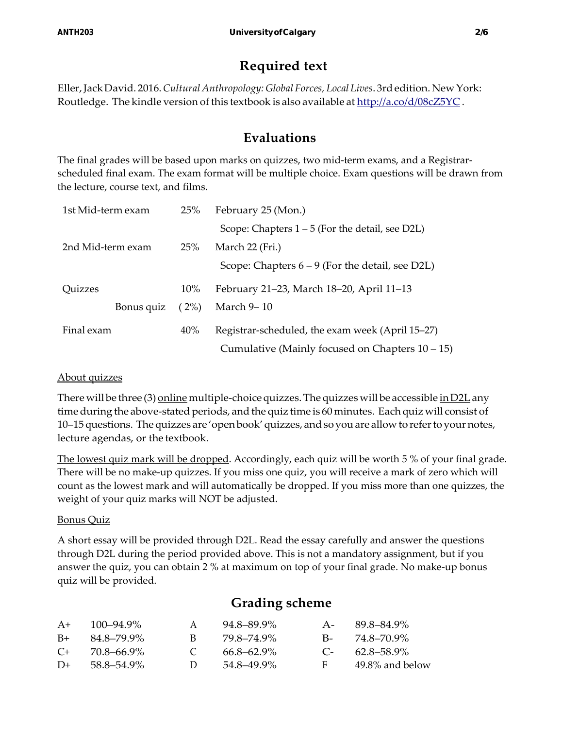## Required text

Eller, Jack David. 2016. *Cultural Anthropology: Global Forces, Local Lives*. 3rd edition. New York: Routledge. The kindle version of this textbook is also available at http://a.co/d/08cZ5YC .

## Evaluations

The final grades will be based upon marks on quizzes, two mid-term exams, and a Registrar-scheduled final exam. The exam format will be multiple choice. Exam questions will be drawn from the lecture, course text, and films.

| | | |
|---|---|---|
| 1st Mid-term exam | 25% | February 25 (Mon.) |
| | | Scope: Chapters 1 – 5 (For the detail, see D2L) |
| 2nd Mid-term exam | 25% | March 22 (Fri.) |
| | | Scope: Chapters 6 – 9 (For the detail, see D2L) |
| Quizzes | 10% | February 21–23, March 18–20, April 11–13 |
| Bonus quiz | ( 2%) | March 9– 10 |
| Final exam | 40% | Registrar-scheduled, the exam week (April 15–27) |
| | | Cumulative (Mainly focused on Chapters 10 – 15) |

About quizzes

There will be three (3) online multiple-choice quizzes. The quizzes will be accessible in D2L any time during the above-stated periods, and the quiz time is 60 minutes. Each quiz will consist of 10–15 questions. The quizzes are 'open book' quizzes, and so you are allow to refer to your notes, lecture agendas, or the textbook.

The lowest quiz mark will be dropped. Accordingly, each quiz will be worth 5 % of your final grade. There will be no make-up quizzes. If you miss one quiz, you will receive a mark of zero which will count as the lowest mark and will automatically be dropped. If you miss more than one quizzes, the weight of your quiz marks will NOT be adjusted.

Bonus Quiz

A short essay will be provided through D2L. Read the essay carefully and answer the questions through D2L during the period provided above. This is not a mandatory assignment, but if you answer the quiz, you can obtain 2 % at maximum on top of your final grade. No make-up bonus quiz will be provided.

## Grading scheme

| | | | | | |
|---|---|---|---|---|---|
| A+ | 100–94.9% | A | 94.8–89.9% | A- | 89.8–84.9% |
| B+ | 84.8–79.9% | B | 79.8–74.9% | B- | 74.8–70.9% |
| C+ | 70.8–66.9% | C | 66.8–62.9% | C- | 62.8–58.9% |
| D+ | 58.8–54.9% | D | 54.8–49.9% | F | 49.8% and below |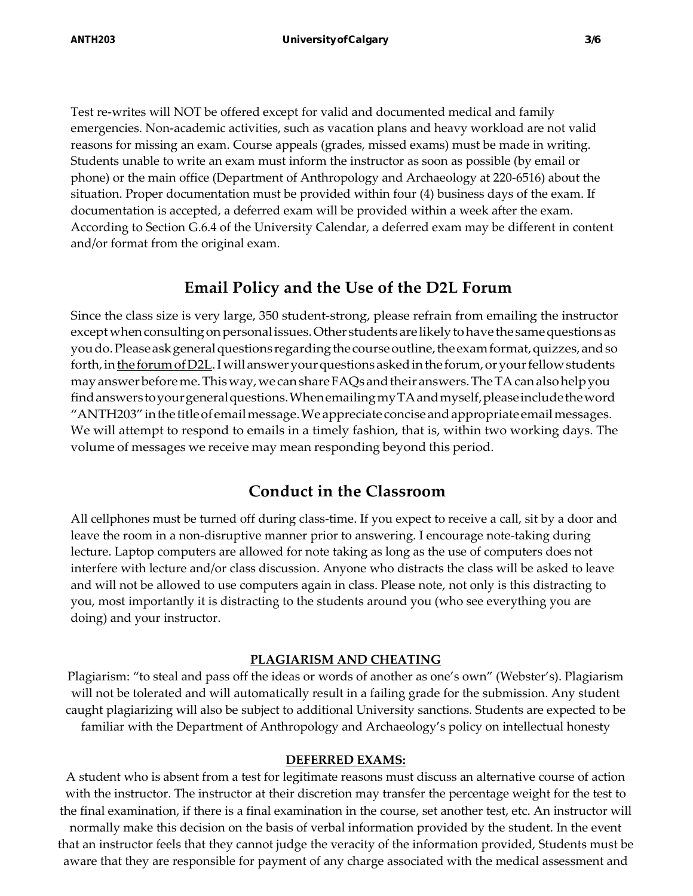Test re-writes will NOT be offered except for valid and documented medical and family emergencies. Non-academic activities, such as vacation plans and heavy workload are not valid reasons for missing an exam. Course appeals (grades, missed exams) must be made in writing. Students unable to write an exam must inform the instructor as soon as possible (by email or phone) or the main office (Department of Anthropology and Archaeology at 220-6516) about the situation. Proper documentation must be provided within four (4) business days of the exam. If documentation is accepted, a deferred exam will be provided within a week after the exam. According to Section G.6.4 of the University Calendar, a deferred exam may be different in content and/or format from the original exam.

## Email Policy and the Use of the D2L Forum

Since the class size is very large, 350 student-strong, please refrain from emailing the instructor except when consulting on personal issues. Other students are likely to have the same questions as you do. Please ask general questions regarding the course outline, the exam format, quizzes, and so forth, in the forum of D2L. I will answer your questions asked in the forum, or your fellow students may answer before me. This way, we can share FAQs and their answers. The TA can also help you find answers to your general questions. When emailing my TA and myself, please include the word "ANTH203" in the title of email message. We appreciate concise and appropriate email messages. We will attempt to respond to emails in a timely fashion, that is, within two working days. The volume of messages we receive may mean responding beyond this period.

## Conduct in the Classroom

All cellphones must be turned off during class-time. If you expect to receive a call, sit by a door and leave the room in a non-disruptive manner prior to answering. I encourage note-taking during lecture. Laptop computers are allowed for note taking as long as the use of computers does not interfere with lecture and/or class discussion. Anyone who distracts the class will be asked to leave and will not be allowed to use computers again in class. Please note, not only is this distracting to you, most importantly it is distracting to the students around you (who see everything you are doing) and your instructor.

### PLAGIARISM AND CHEATING

Plagiarism: "to steal and pass off the ideas or words of another as one's own" (Webster's). Plagiarism will not be tolerated and will automatically result in a failing grade for the submission. Any student caught plagiarizing will also be subject to additional University sanctions. Students are expected to be familiar with the Department of Anthropology and Archaeology's policy on intellectual honesty

### DEFERRED EXAMS:

A student who is absent from a test for legitimate reasons must discuss an alternative course of action with the instructor. The instructor at their discretion may transfer the percentage weight for the test to the final examination, if there is a final examination in the course, set another test, etc. An instructor will normally make this decision on the basis of verbal information provided by the student. In the event that an instructor feels that they cannot judge the veracity of the information provided, Students must be aware that they are responsible for payment of any charge associated with the medical assessment and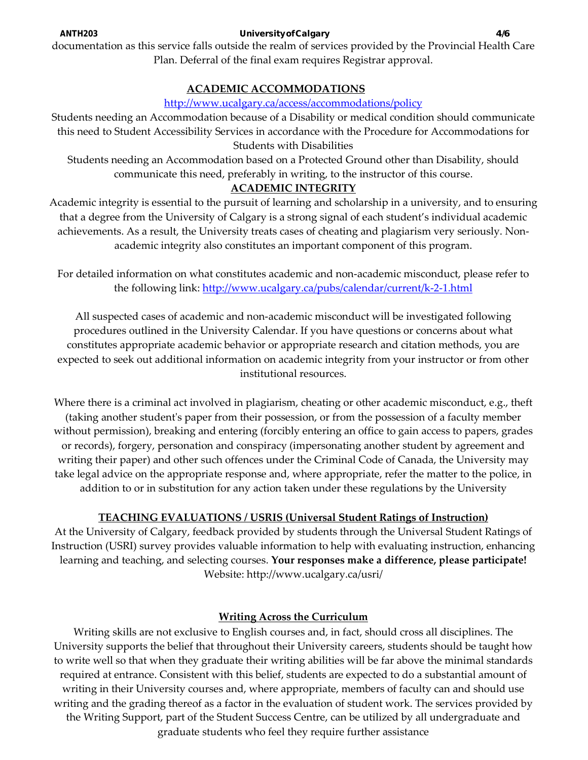documentation as this service falls outside the realm of services provided by the Provincial Health Care Plan. Deferral of the final exam requires Registrar approval.

## ACADEMIC ACCOMMODATIONS

http://www.ucalgary.ca/access/accommodations/policy

Students needing an Accommodation because of a Disability or medical condition should communicate this need to Student Accessibility Services in accordance with the Procedure for Accommodations for Students with Disabilities

Students needing an Accommodation based on a Protected Ground other than Disability, should communicate this need, preferably in writing, to the instructor of this course.

## ACADEMIC INTEGRITY

Academic integrity is essential to the pursuit of learning and scholarship in a university, and to ensuring that a degree from the University of Calgary is a strong signal of each student's individual academic achievements. As a result, the University treats cases of cheating and plagiarism very seriously. Non-academic integrity also constitutes an important component of this program.

For detailed information on what constitutes academic and non-academic misconduct, please refer to the following link: http://www.ucalgary.ca/pubs/calendar/current/k-2-1.html

All suspected cases of academic and non-academic misconduct will be investigated following procedures outlined in the University Calendar. If you have questions or concerns about what constitutes appropriate academic behavior or appropriate research and citation methods, you are expected to seek out additional information on academic integrity from your instructor or from other institutional resources.

Where there is a criminal act involved in plagiarism, cheating or other academic misconduct, e.g., theft (taking another student's paper from their possession, or from the possession of a faculty member without permission), breaking and entering (forcibly entering an office to gain access to papers, grades or records), forgery, personation and conspiracy (impersonating another student by agreement and writing their paper) and other such offences under the Criminal Code of Canada, the University may take legal advice on the appropriate response and, where appropriate, refer the matter to the police, in addition to or in substitution for any action taken under these regulations by the University

## TEACHING EVALUATIONS / USRIS (Universal Student Ratings of Instruction)

At the University of Calgary, feedback provided by students through the Universal Student Ratings of Instruction (USRI) survey provides valuable information to help with evaluating instruction, enhancing learning and teaching, and selecting courses. **Your responses make a difference, please participate!** Website: http://www.ucalgary.ca/usri/

## Writing Across the Curriculum

Writing skills are not exclusive to English courses and, in fact, should cross all disciplines. The University supports the belief that throughout their University careers, students should be taught how to write well so that when they graduate their writing abilities will be far above the minimal standards required at entrance. Consistent with this belief, students are expected to do a substantial amount of writing in their University courses and, where appropriate, members of faculty can and should use writing and the grading thereof as a factor in the evaluation of student work. The services provided by the Writing Support, part of the Student Success Centre, can be utilized by all undergraduate and graduate students who feel they require further assistance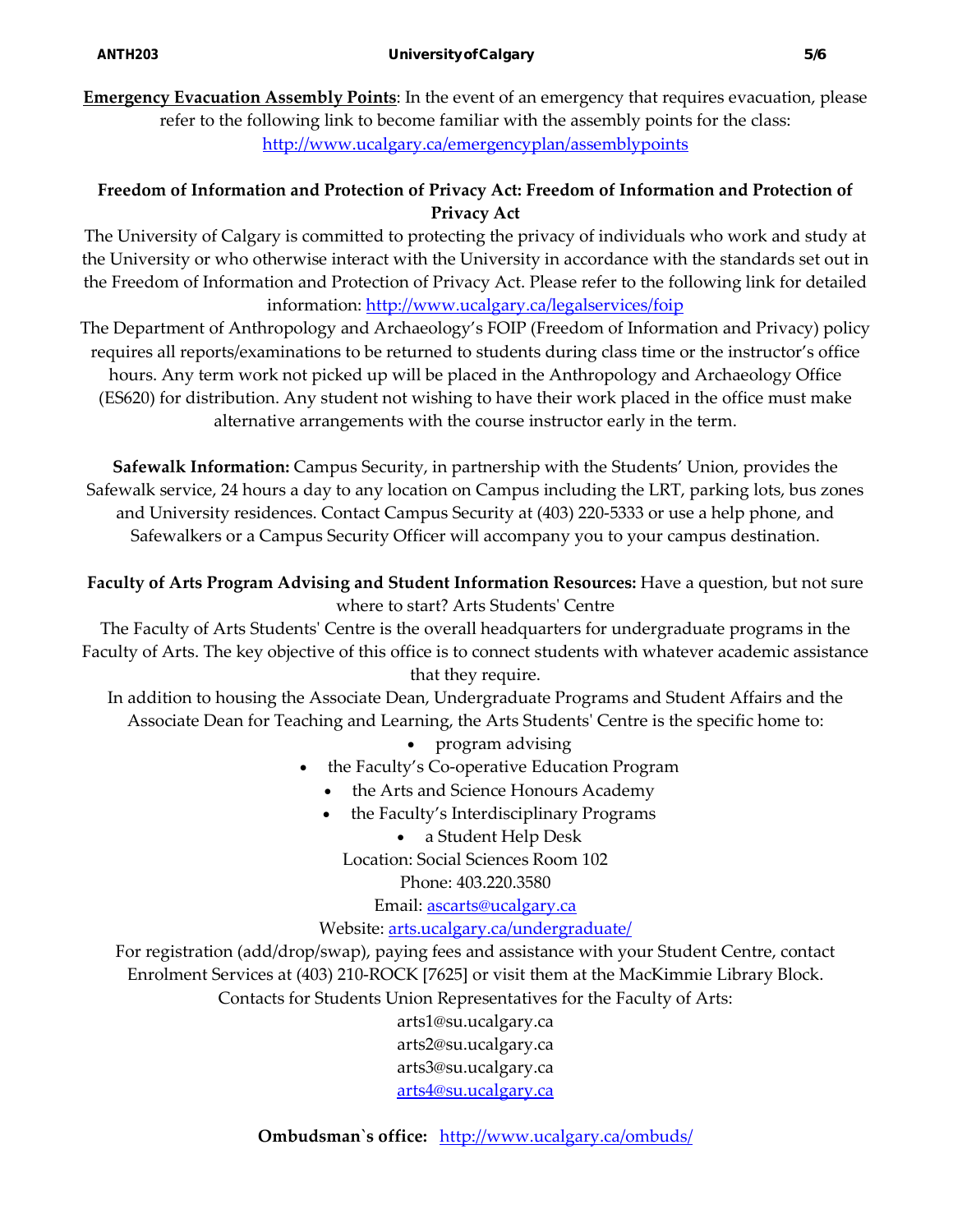**Emergency Evacuation Assembly Points**: In the event of an emergency that requires evacuation, please refer to the following link to become familiar with the assembly points for the class: http://www.ucalgary.ca/emergencyplan/assemblypoints

**Freedom of Information and Protection of Privacy Act: Freedom of Information and Protection of Privacy Act**

The University of Calgary is committed to protecting the privacy of individuals who work and study at the University or who otherwise interact with the University in accordance with the standards set out in the Freedom of Information and Protection of Privacy Act. Please refer to the following link for detailed information: http://www.ucalgary.ca/legalservices/foip

The Department of Anthropology and Archaeology's FOIP (Freedom of Information and Privacy) policy requires all reports/examinations to be returned to students during class time or the instructor's office hours. Any term work not picked up will be placed in the Anthropology and Archaeology Office (ES620) for distribution. Any student not wishing to have their work placed in the office must make alternative arrangements with the course instructor early in the term.

**Safewalk Information:** Campus Security, in partnership with the Students' Union, provides the Safewalk service, 24 hours a day to any location on Campus including the LRT, parking lots, bus zones and University residences. Contact Campus Security at (403) 220-5333 or use a help phone, and Safewalkers or a Campus Security Officer will accompany you to your campus destination.

**Faculty of Arts Program Advising and Student Information Resources:** Have a question, but not sure where to start? Arts Students' Centre

The Faculty of Arts Students' Centre is the overall headquarters for undergraduate programs in the Faculty of Arts. The key objective of this office is to connect students with whatever academic assistance that they require.

In addition to housing the Associate Dean, Undergraduate Programs and Student Affairs and the Associate Dean for Teaching and Learning, the Arts Students' Centre is the specific home to:

- program advising
- the Faculty's Co-operative Education Program
- the Arts and Science Honours Academy
- the Faculty's Interdisciplinary Programs
- a Student Help Desk

Location: Social Sciences Room 102

Phone: 403.220.3580

Email: ascarts@ucalgary.ca

Website: arts.ucalgary.ca/undergraduate/

For registration (add/drop/swap), paying fees and assistance with your Student Centre, contact Enrolment Services at (403) 210-ROCK [7625] or visit them at the MacKimmie Library Block.

Contacts for Students Union Representatives for the Faculty of Arts:

arts1@su.ucalgary.ca

arts2@su.ucalgary.ca

arts3@su.ucalgary.ca

arts4@su.ucalgary.ca

**Ombudsman`s office:** http://www.ucalgary.ca/ombuds/